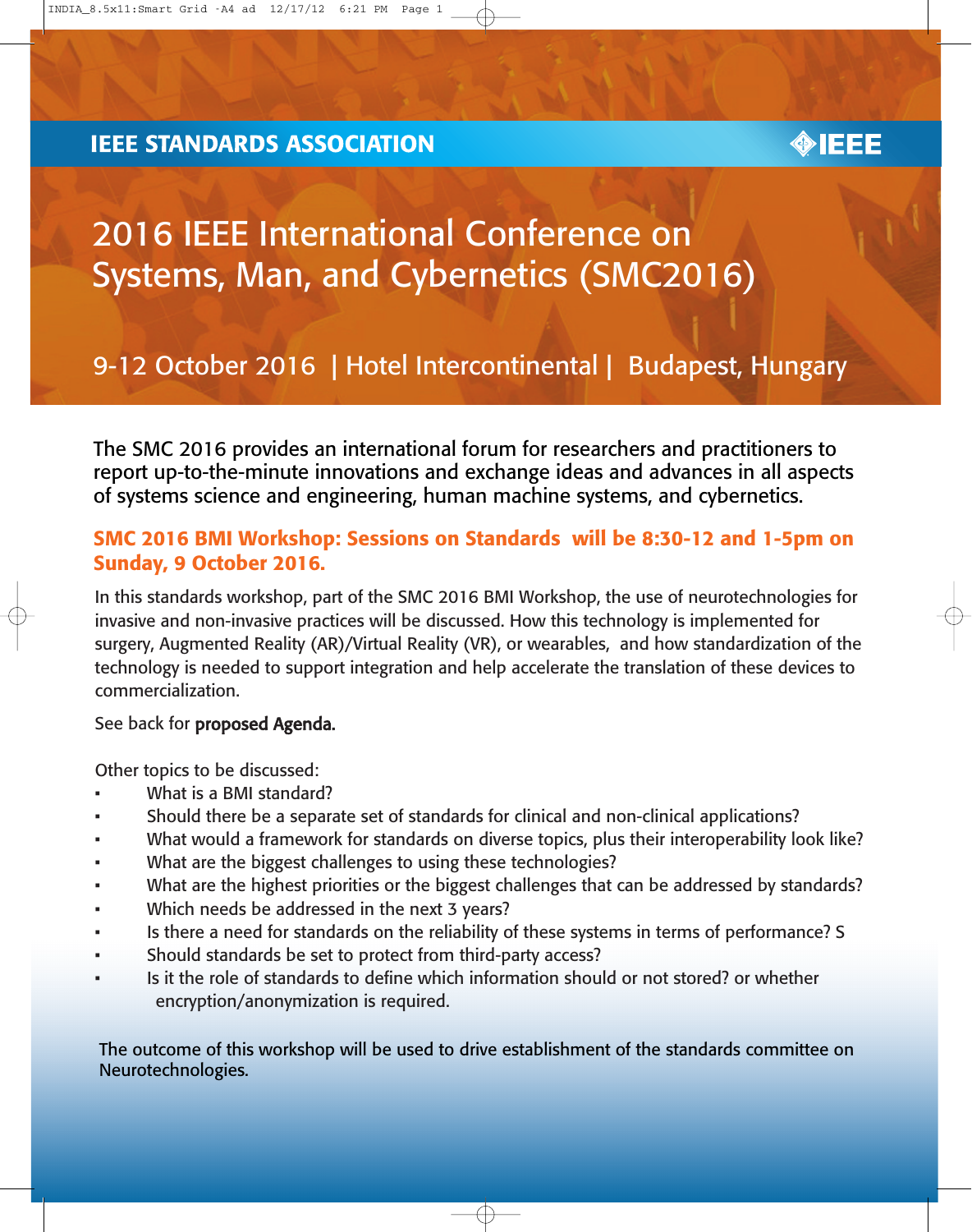IEEE STANDARDS ASSOCIATION

IEEE

# 2016 IEEE International Conference on Systems, Man, and Cybernetics (SMC2016)

## 9-12 October 2016 | Hotel Intercontinental | Budapest, Hungary

The SMC 2016 provides an international forum for researchers and practitioners to report up-to-the-minute innovations and exchange ideas and advances in all aspects of systems science and engineering, human machine systems, and cybernetics.

### SMC 2016 BMI Workshop: Sessions on Standards will be 8:30-12 and 1-5pm on Sunday, 9 October 2016.

In this standards workshop, part of the SMC 2016 BMI Workshop, the use of neurotechnologies for invasive and non-invasive practices will be discussed. How this technology is implemented for surgery, Augmented Reality (AR)/Virtual Reality (VR), or wearables, and how standardization of the technology is needed to support integration and help accelerate the translation of these devices to commercialization.

See back for **proposed Agenda.**

Other topics to be discussed:

- What is a BMI standard?
- Should there be a separate set of standards for clinical and non-clinical applications?
- What would a framework for standards on diverse topics, plus their interoperability look like?
- What are the biggest challenges to using these technologies?
- What are the highest priorities or the biggest challenges that can be addressed by standards?
- Which needs be addressed in the next 3 years?
- Is there a need for standards on the reliability of these systems in terms of performance? S
- Should standards be set to protect from third-party access?
- Is it the role of standards to define which information should or not stored? or whether encryption/anonymization is required.

The outcome of this workshop will be used to drive establishment of the standards committee on Neurotechnologies.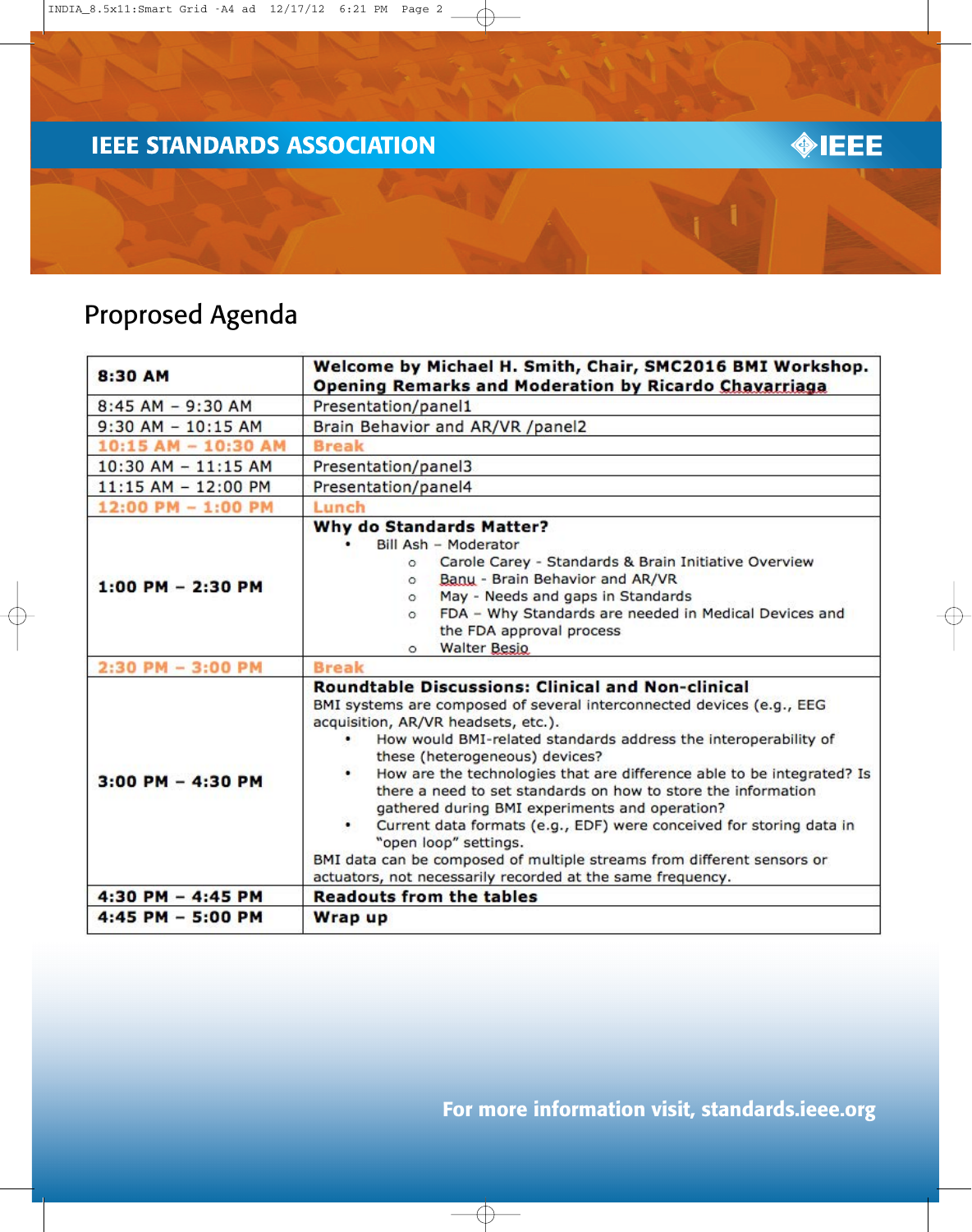IEEE STANDARDS ASSOCIATION

## Proprosed Agenda

| | |
|---|---|
| **8:30 AM** | **Welcome by Michael H. Smith, Chair, SMC2016 BMI Workshop. Opening Remarks and Moderation by Ricardo Chavarriaga** |
| 8:45 AM – 9:30 AM | Presentation/panel1 |
| 9:30 AM – 10:15 AM | Brain Behavior and AR/VR /panel2 |
| **10:15 AM – 10:30 AM** | **Break** |
| 10:30 AM – 11:15 AM | Presentation/panel3 |
| 11:15 AM – 12:00 PM | Presentation/panel4 |
| **12:00 PM – 1:00 PM** | **Lunch** |
| **1:00 PM – 2:30 PM** | **Why do Standards Matter?** <br> • Bill Ash – Moderator <br> o Carole Carey - Standards & Brain Initiative Overview <br> o Banu - Brain Behavior and AR/VR <br> o May - Needs and gaps in Standards <br> o FDA – Why Standards are needed in Medical Devices and the FDA approval process <br> o Walter Besio |
| **2:30 PM – 3:00 PM** | **Break** |
| **3:00 PM – 4:30 PM** | **Roundtable Discussions: Clinical and Non-clinical** <br> BMI systems are composed of several interconnected devices (e.g., EEG acquisition, AR/VR headsets, etc.). <br> • How would BMI-related standards address the interoperability of these (heterogeneous) devices? <br> • How are the technologies that are difference able to be integrated? Is there a need to set standards on how to store the information gathered during BMI experiments and operation? <br> • Current data formats (e.g., EDF) were conceived for storing data in "open loop" settings. <br> BMI data can be composed of multiple streams from different sensors or actuators, not necessarily recorded at the same frequency. |
| **4:30 PM – 4:45 PM** | **Readouts from the tables** |
| **4:45 PM – 5:00 PM** | **Wrap up** |

**For more information visit, standards.ieee.org**